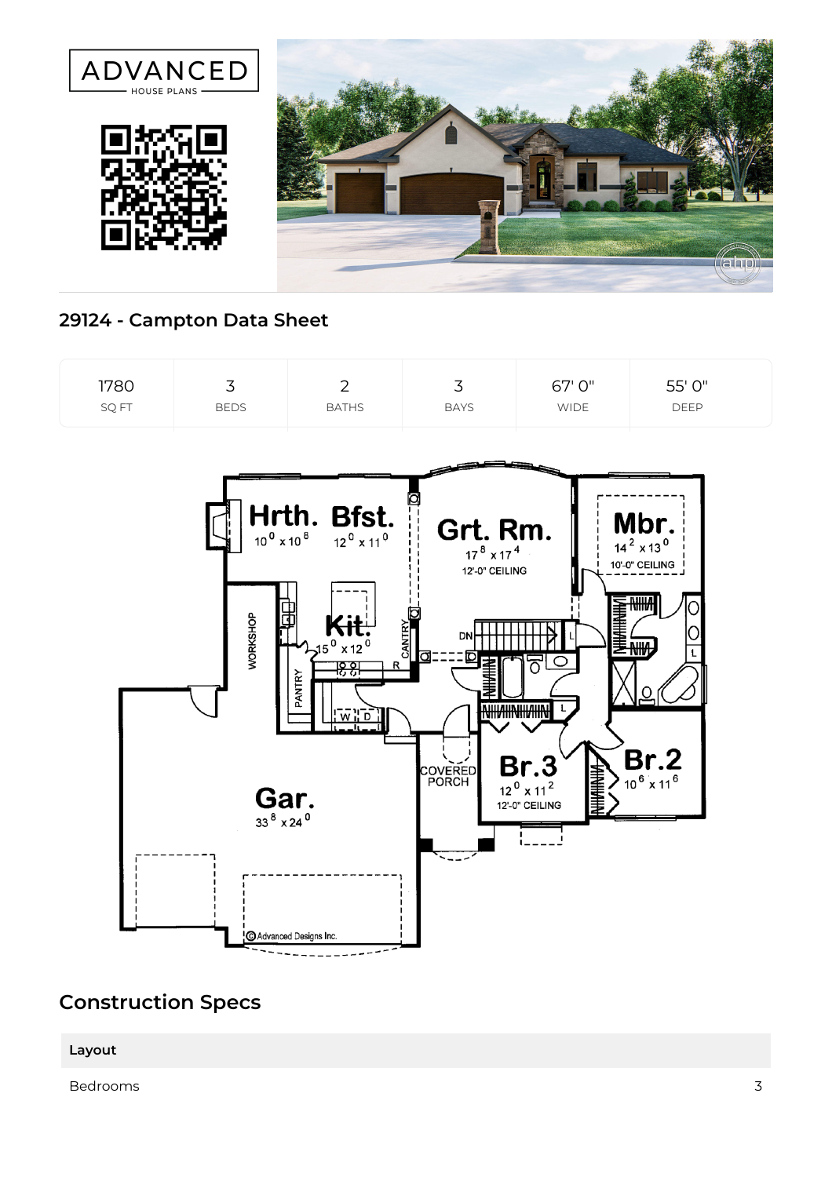ADVANCED HOUSE PLANS

## 29124 - Campton Data Sheet

| 1780 | 3 | 2 | 3 | 67' 0" | 55' 0" |
|---|---|---|---|---|---|
| SQ FT | BEDS | BATHS | BAYS | WIDE | DEEP |

## Construction Specs

| Layout | |
|---|---|
| Bedrooms | 3 |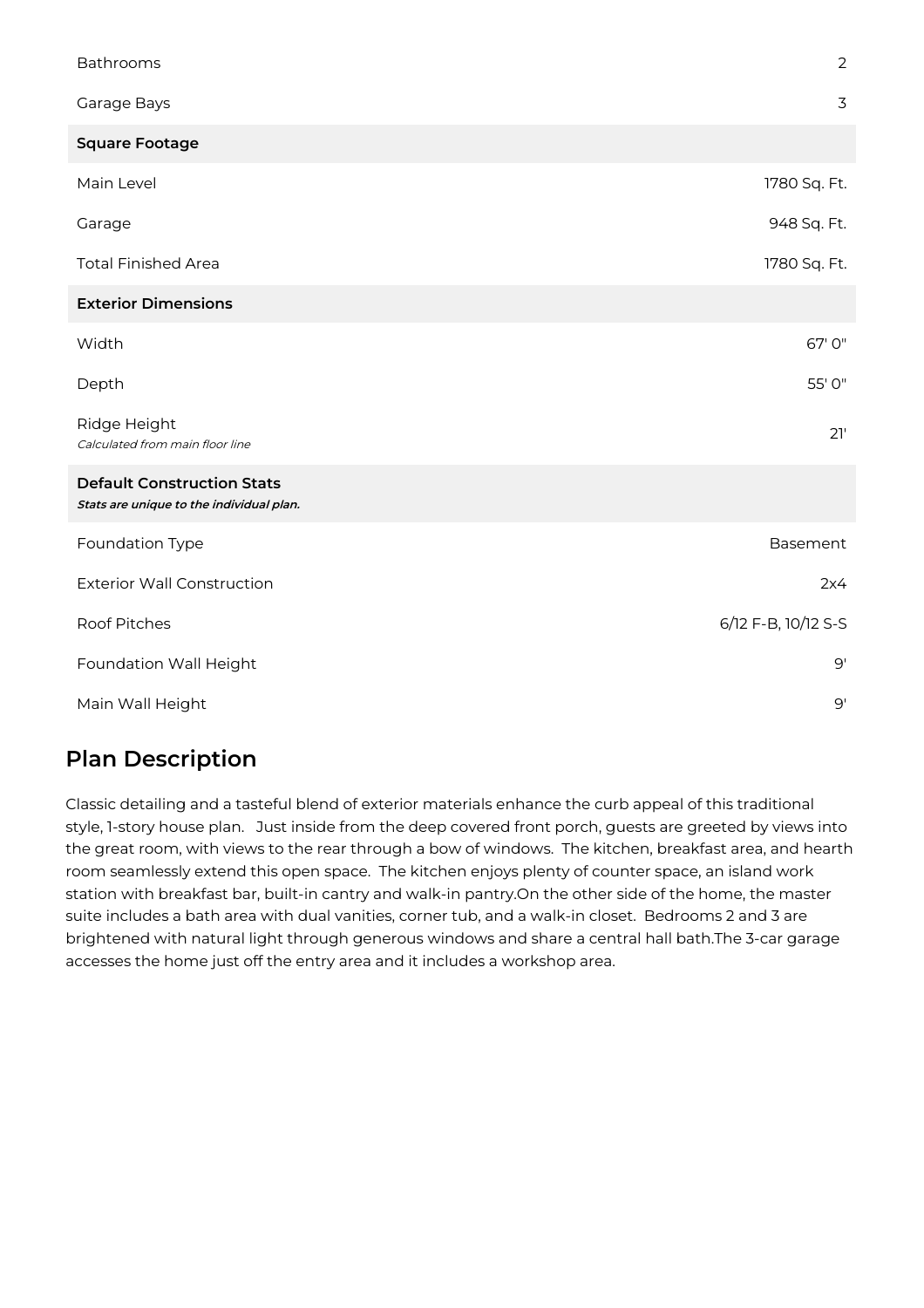| | |
|---|---|
| Bathrooms | 2 |
| Garage Bays | 3 |
| **Square Footage** | |
| Main Level | 1780 Sq. Ft. |
| Garage | 948 Sq. Ft. |
| Total Finished Area | 1780 Sq. Ft. |
| **Exterior Dimensions** | |
| Width | 67' 0" |
| Depth | 55' 0" |
| Ridge Height<br>*Calculated from main floor line* | 21' |
| **Default Construction Stats**<br>***Stats are unique to the individual plan.*** | |
| Foundation Type | Basement |
| Exterior Wall Construction | 2x4 |
| Roof Pitches | 6/12 F-B, 10/12 S-S |
| Foundation Wall Height | 9' |
| Main Wall Height | 9' |

## Plan Description

Classic detailing and a tasteful blend of exterior materials enhance the curb appeal of this traditional style, 1-story house plan. Just inside from the deep covered front porch, guests are greeted by views into the great room, with views to the rear through a bow of windows. The kitchen, breakfast area, and hearth room seamlessly extend this open space. The kitchen enjoys plenty of counter space, an island work station with breakfast bar, built-in cantry and walk-in pantry.On the other side of the home, the master suite includes a bath area with dual vanities, corner tub, and a walk-in closet. Bedrooms 2 and 3 are brightened with natural light through generous windows and share a central hall bath.The 3-car garage accesses the home just off the entry area and it includes a workshop area.